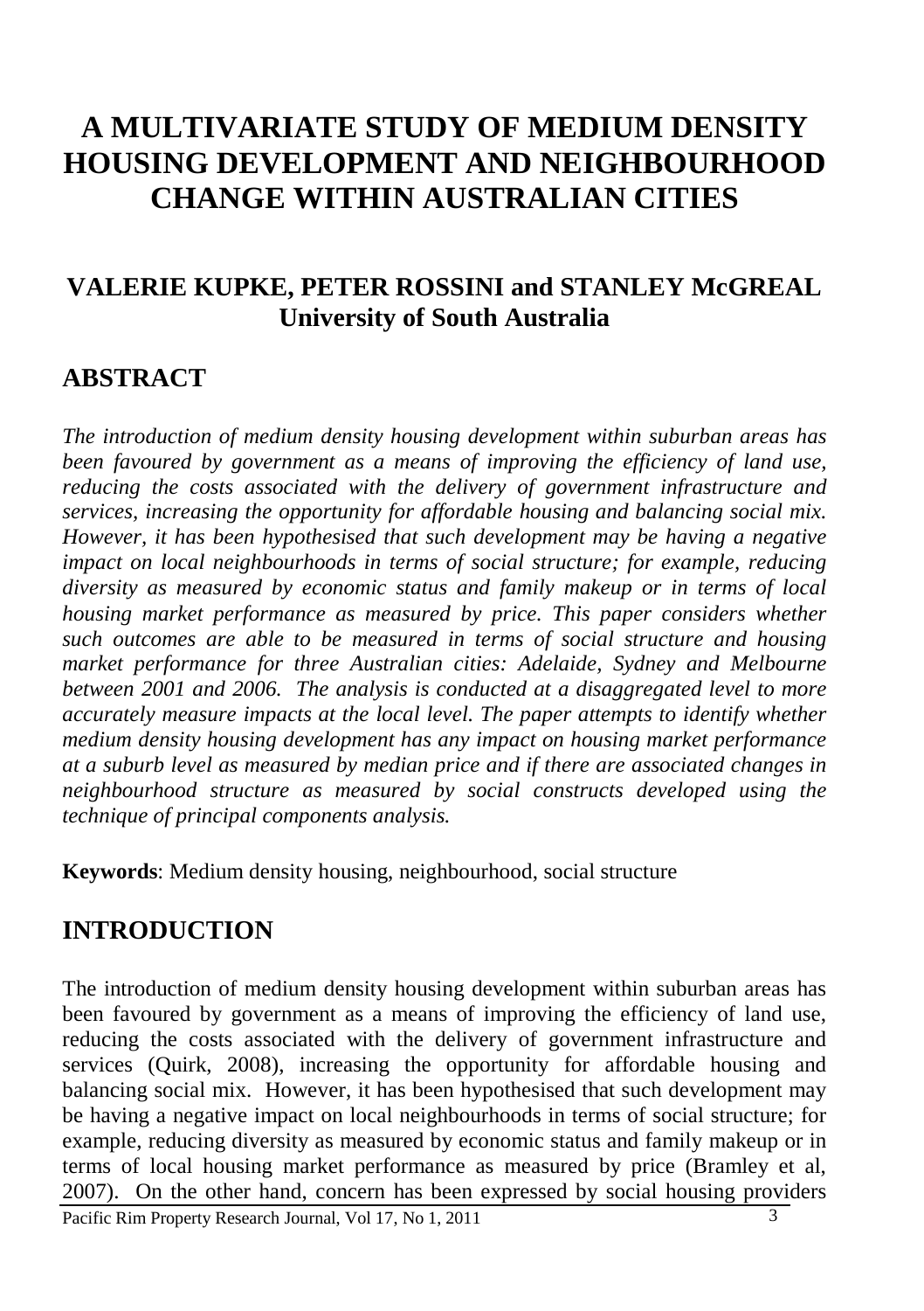# A MULTIVARIATE STUDY OF MEDIUM DENSITY HOUSING DEVELOPMENT AND NEIGHBOURHOOD CHANGE WITHIN AUSTRALIAN CITIES

## VALERIE KUPKE, PETER ROSSINI and STANLEY McGREAL
**University of South Australia**

## ABSTRACT

*The introduction of medium density housing development within suburban areas has been favoured by government as a means of improving the efficiency of land use, reducing the costs associated with the delivery of government infrastructure and services, increasing the opportunity for affordable housing and balancing social mix. However, it has been hypothesised that such development may be having a negative impact on local neighbourhoods in terms of social structure; for example, reducing diversity as measured by economic status and family makeup or in terms of local housing market performance as measured by price. This paper considers whether such outcomes are able to be measured in terms of social structure and housing market performance for three Australian cities: Adelaide, Sydney and Melbourne between 2001 and 2006. The analysis is conducted at a disaggregated level to more accurately measure impacts at the local level. The paper attempts to identify whether medium density housing development has any impact on housing market performance at a suburb level as measured by median price and if there are associated changes in neighbourhood structure as measured by social constructs developed using the technique of principal components analysis.*

**Keywords**: Medium density housing, neighbourhood, social structure

## INTRODUCTION

The introduction of medium density housing development within suburban areas has been favoured by government as a means of improving the efficiency of land use, reducing the costs associated with the delivery of government infrastructure and services (Quirk, 2008), increasing the opportunity for affordable housing and balancing social mix. However, it has been hypothesised that such development may be having a negative impact on local neighbourhoods in terms of social structure; for example, reducing diversity as measured by economic status and family makeup or in terms of local housing market performance as measured by price (Bramley et al, 2007). On the other hand, concern has been expressed by social housing providers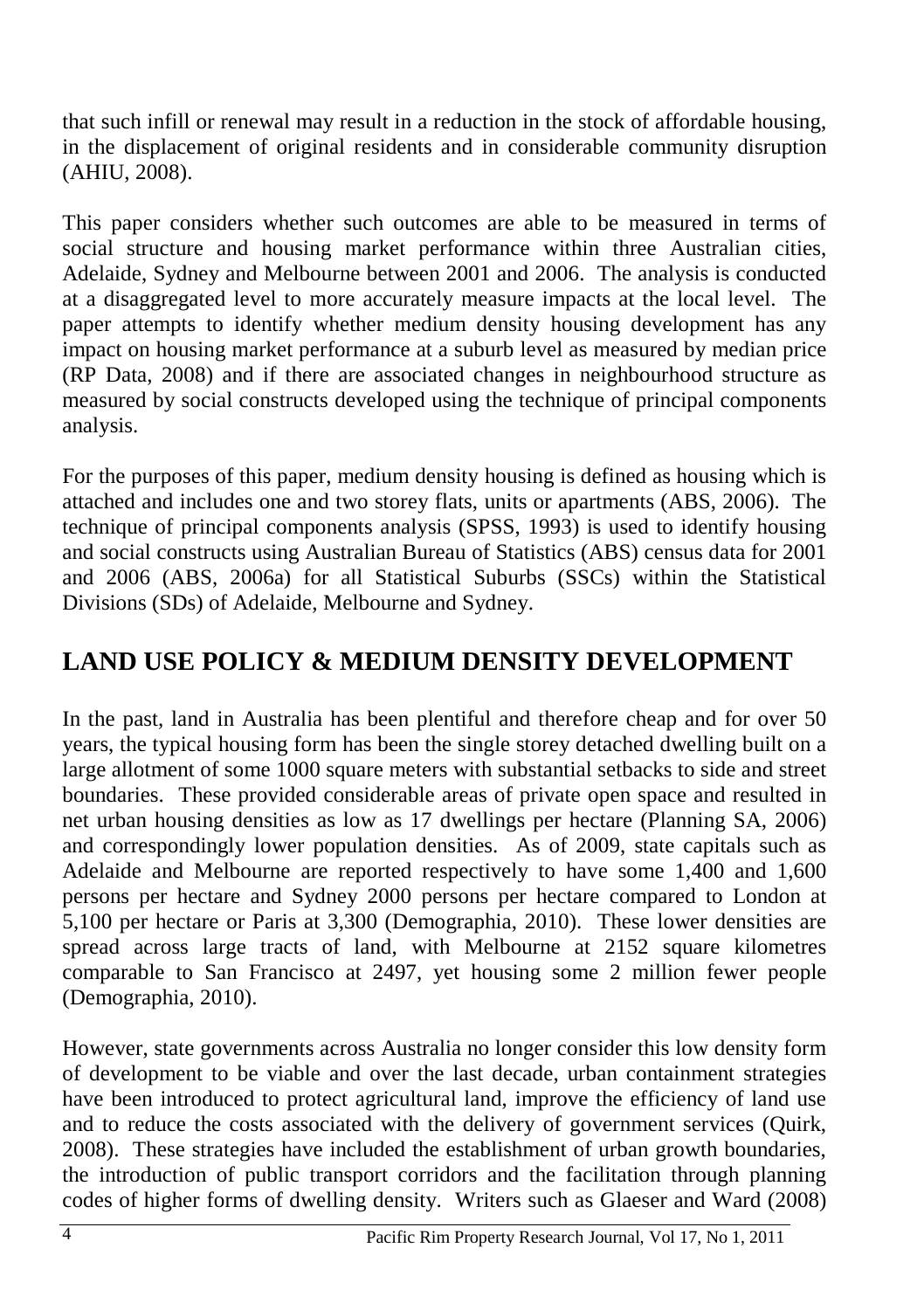that such infill or renewal may result in a reduction in the stock of affordable housing, in the displacement of original residents and in considerable community disruption (AHIU, 2008).

This paper considers whether such outcomes are able to be measured in terms of social structure and housing market performance within three Australian cities, Adelaide, Sydney and Melbourne between 2001 and 2006. The analysis is conducted at a disaggregated level to more accurately measure impacts at the local level. The paper attempts to identify whether medium density housing development has any impact on housing market performance at a suburb level as measured by median price (RP Data, 2008) and if there are associated changes in neighbourhood structure as measured by social constructs developed using the technique of principal components analysis.

For the purposes of this paper, medium density housing is defined as housing which is attached and includes one and two storey flats, units or apartments (ABS, 2006). The technique of principal components analysis (SPSS, 1993) is used to identify housing and social constructs using Australian Bureau of Statistics (ABS) census data for 2001 and 2006 (ABS, 2006a) for all Statistical Suburbs (SSCs) within the Statistical Divisions (SDs) of Adelaide, Melbourne and Sydney.

## LAND USE POLICY & MEDIUM DENSITY DEVELOPMENT

In the past, land in Australia has been plentiful and therefore cheap and for over 50 years, the typical housing form has been the single storey detached dwelling built on a large allotment of some 1000 square meters with substantial setbacks to side and street boundaries. These provided considerable areas of private open space and resulted in net urban housing densities as low as 17 dwellings per hectare (Planning SA, 2006) and correspondingly lower population densities. As of 2009, state capitals such as Adelaide and Melbourne are reported respectively to have some 1,400 and 1,600 persons per hectare and Sydney 2000 persons per hectare compared to London at 5,100 per hectare or Paris at 3,300 (Demographia, 2010). These lower densities are spread across large tracts of land, with Melbourne at 2152 square kilometres comparable to San Francisco at 2497, yet housing some 2 million fewer people (Demographia, 2010).

However, state governments across Australia no longer consider this low density form of development to be viable and over the last decade, urban containment strategies have been introduced to protect agricultural land, improve the efficiency of land use and to reduce the costs associated with the delivery of government services (Quirk, 2008). These strategies have included the establishment of urban growth boundaries, the introduction of public transport corridors and the facilitation through planning codes of higher forms of dwelling density. Writers such as Glaeser and Ward (2008)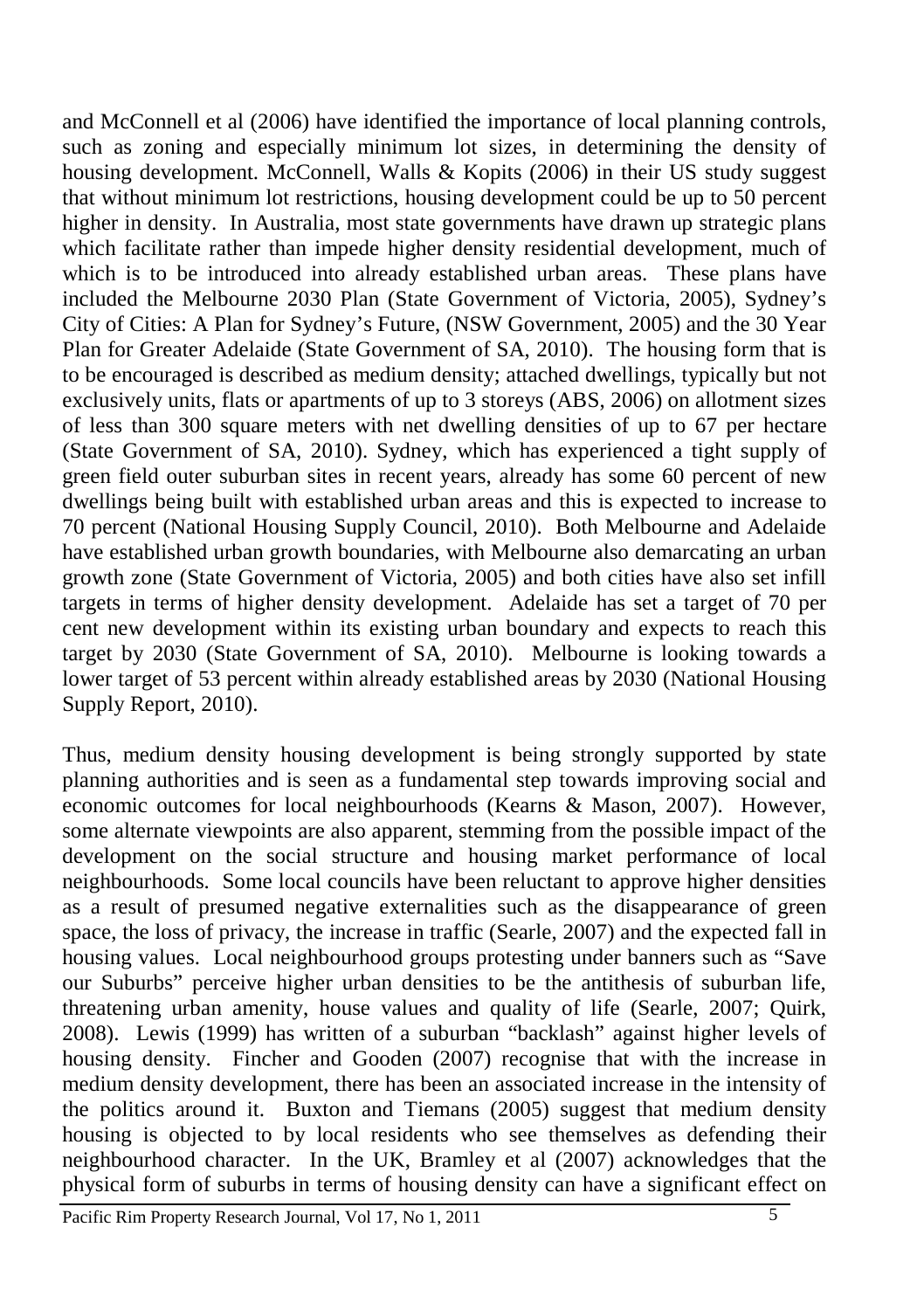and McConnell et al (2006) have identified the importance of local planning controls, such as zoning and especially minimum lot sizes, in determining the density of housing development. McConnell, Walls & Kopits (2006) in their US study suggest that without minimum lot restrictions, housing development could be up to 50 percent higher in density. In Australia, most state governments have drawn up strategic plans which facilitate rather than impede higher density residential development, much of which is to be introduced into already established urban areas. These plans have included the Melbourne 2030 Plan (State Government of Victoria, 2005), Sydney's City of Cities: A Plan for Sydney's Future, (NSW Government, 2005) and the 30 Year Plan for Greater Adelaide (State Government of SA, 2010). The housing form that is to be encouraged is described as medium density; attached dwellings, typically but not exclusively units, flats or apartments of up to 3 storeys (ABS, 2006) on allotment sizes of less than 300 square meters with net dwelling densities of up to 67 per hectare (State Government of SA, 2010). Sydney, which has experienced a tight supply of green field outer suburban sites in recent years, already has some 60 percent of new dwellings being built with established urban areas and this is expected to increase to 70 percent (National Housing Supply Council, 2010). Both Melbourne and Adelaide have established urban growth boundaries, with Melbourne also demarcating an urban growth zone (State Government of Victoria, 2005) and both cities have also set infill targets in terms of higher density development. Adelaide has set a target of 70 per cent new development within its existing urban boundary and expects to reach this target by 2030 (State Government of SA, 2010). Melbourne is looking towards a lower target of 53 percent within already established areas by 2030 (National Housing Supply Report, 2010).

Thus, medium density housing development is being strongly supported by state planning authorities and is seen as a fundamental step towards improving social and economic outcomes for local neighbourhoods (Kearns & Mason, 2007). However, some alternate viewpoints are also apparent, stemming from the possible impact of the development on the social structure and housing market performance of local neighbourhoods. Some local councils have been reluctant to approve higher densities as a result of presumed negative externalities such as the disappearance of green space, the loss of privacy, the increase in traffic (Searle, 2007) and the expected fall in housing values. Local neighbourhood groups protesting under banners such as "Save our Suburbs" perceive higher urban densities to be the antithesis of suburban life, threatening urban amenity, house values and quality of life (Searle, 2007; Quirk, 2008). Lewis (1999) has written of a suburban "backlash" against higher levels of housing density. Fincher and Gooden (2007) recognise that with the increase in medium density development, there has been an associated increase in the intensity of the politics around it. Buxton and Tiemans (2005) suggest that medium density housing is objected to by local residents who see themselves as defending their neighbourhood character. In the UK, Bramley et al (2007) acknowledges that the physical form of suburbs in terms of housing density can have a significant effect on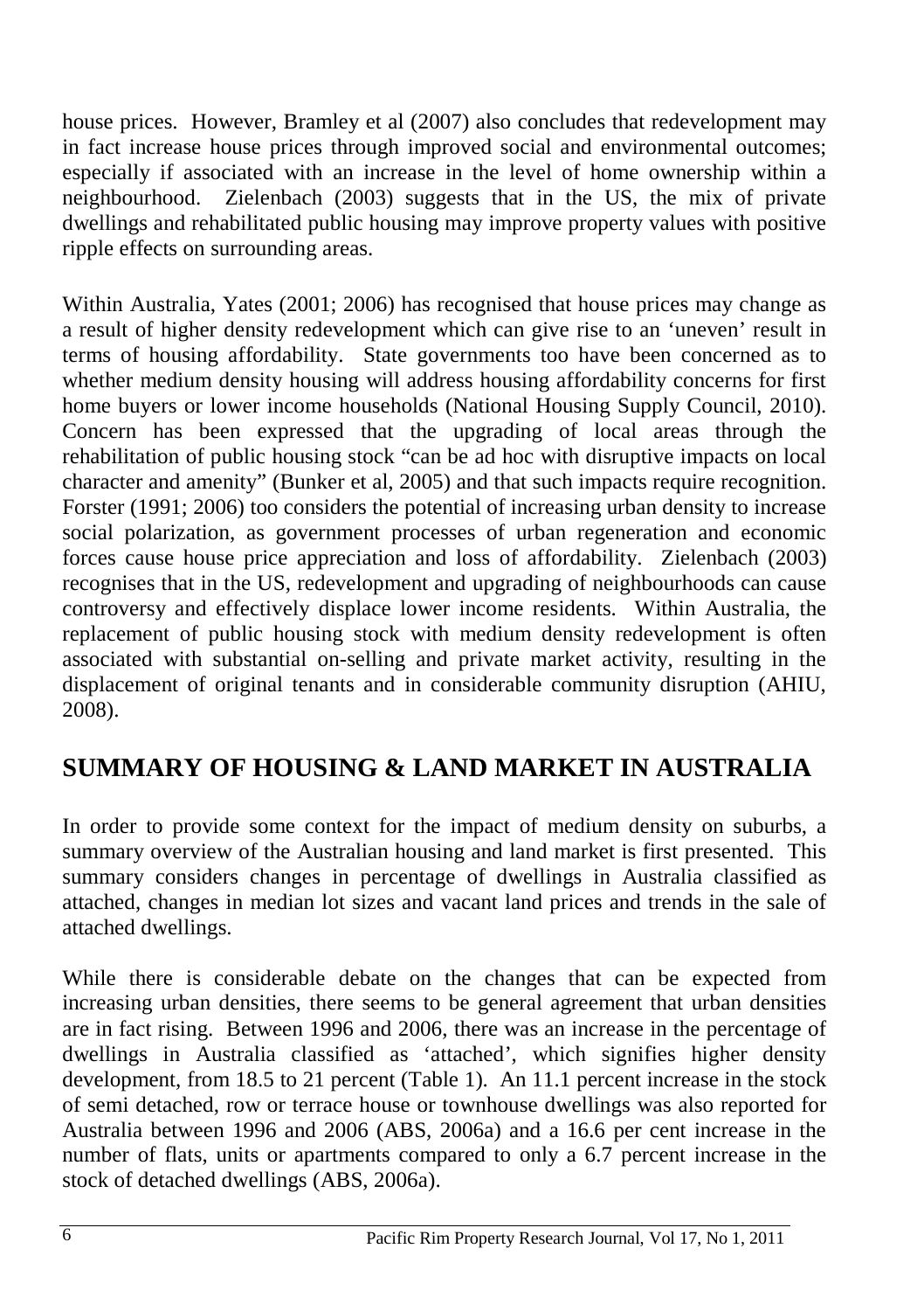house prices. However, Bramley et al (2007) also concludes that redevelopment may in fact increase house prices through improved social and environmental outcomes; especially if associated with an increase in the level of home ownership within a neighbourhood. Zielenbach (2003) suggests that in the US, the mix of private dwellings and rehabilitated public housing may improve property values with positive ripple effects on surrounding areas.

Within Australia, Yates (2001; 2006) has recognised that house prices may change as a result of higher density redevelopment which can give rise to an 'uneven' result in terms of housing affordability. State governments too have been concerned as to whether medium density housing will address housing affordability concerns for first home buyers or lower income households (National Housing Supply Council, 2010). Concern has been expressed that the upgrading of local areas through the rehabilitation of public housing stock "can be ad hoc with disruptive impacts on local character and amenity" (Bunker et al, 2005) and that such impacts require recognition. Forster (1991; 2006) too considers the potential of increasing urban density to increase social polarization, as government processes of urban regeneration and economic forces cause house price appreciation and loss of affordability. Zielenbach (2003) recognises that in the US, redevelopment and upgrading of neighbourhoods can cause controversy and effectively displace lower income residents. Within Australia, the replacement of public housing stock with medium density redevelopment is often associated with substantial on-selling and private market activity, resulting in the displacement of original tenants and in considerable community disruption (AHIU, 2008).

## SUMMARY OF HOUSING & LAND MARKET IN AUSTRALIA

In order to provide some context for the impact of medium density on suburbs, a summary overview of the Australian housing and land market is first presented. This summary considers changes in percentage of dwellings in Australia classified as attached, changes in median lot sizes and vacant land prices and trends in the sale of attached dwellings.

While there is considerable debate on the changes that can be expected from increasing urban densities, there seems to be general agreement that urban densities are in fact rising. Between 1996 and 2006, there was an increase in the percentage of dwellings in Australia classified as 'attached', which signifies higher density development, from 18.5 to 21 percent (Table 1). An 11.1 percent increase in the stock of semi detached, row or terrace house or townhouse dwellings was also reported for Australia between 1996 and 2006 (ABS, 2006a) and a 16.6 per cent increase in the number of flats, units or apartments compared to only a 6.7 percent increase in the stock of detached dwellings (ABS, 2006a).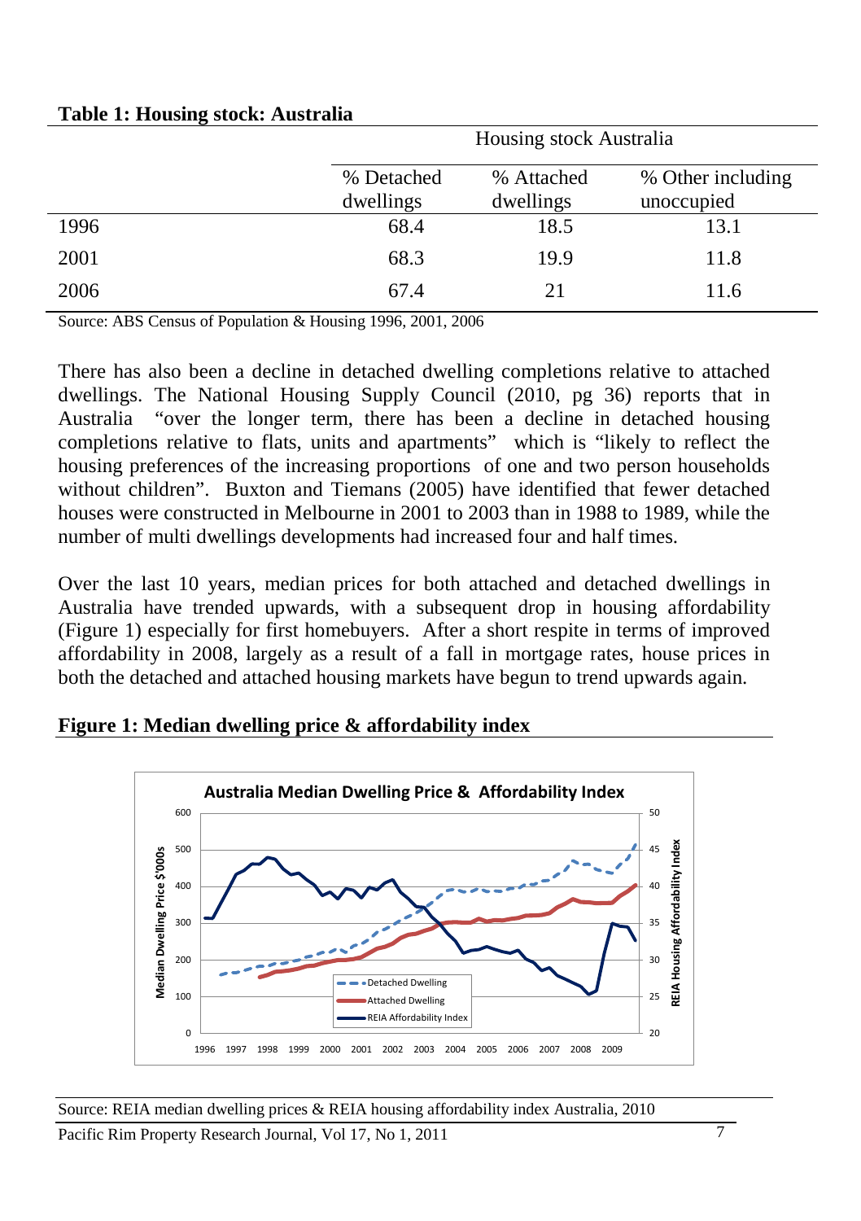**Table 1: Housing stock: Australia**

| | Housing stock Australia | | |
|---|---|---|---|
| | % Detached dwellings | % Attached dwellings | % Other including unoccupied |
| 1996 | 68.4 | 18.5 | 13.1 |
| 2001 | 68.3 | 19.9 | 11.8 |
| 2006 | 67.4 | 21 | 11.6 |

Source: ABS Census of Population & Housing 1996, 2001, 2006

There has also been a decline in detached dwelling completions relative to attached dwellings. The National Housing Supply Council (2010, pg 36) reports that in Australia "over the longer term, there has been a decline in detached housing completions relative to flats, units and apartments" which is "likely to reflect the housing preferences of the increasing proportions of one and two person households without children". Buxton and Tiemans (2005) have identified that fewer detached houses were constructed in Melbourne in 2001 to 2003 than in 1988 to 1989, while the number of multi dwellings developments had increased four and half times.

Over the last 10 years, median prices for both attached and detached dwellings in Australia have trended upwards, with a subsequent drop in housing affordability (Figure 1) especially for first homebuyers. After a short respite in terms of improved affordability in 2008, largely as a result of a fall in mortgage rates, house prices in both the detached and attached housing markets have begun to trend upwards again.

**Figure 1: Median dwelling price & affordability index**

Source: REIA median dwelling prices & REIA housing affordability index Australia, 2010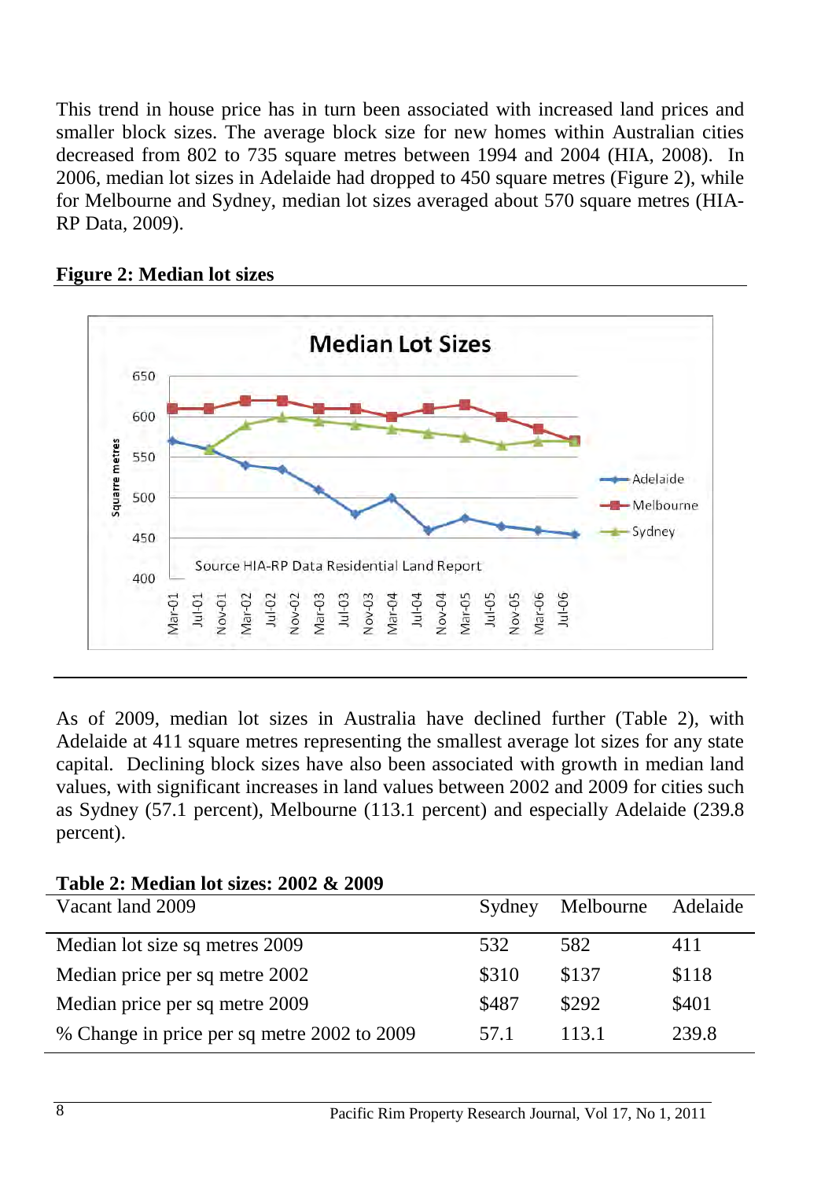This trend in house price has in turn been associated with increased land prices and smaller block sizes. The average block size for new homes within Australian cities decreased from 802 to 735 square metres between 1994 and 2004 (HIA, 2008). In 2006, median lot sizes in Adelaide had dropped to 450 square metres (Figure 2), while for Melbourne and Sydney, median lot sizes averaged about 570 square metres (HIA-RP Data, 2009).

**Figure 2: Median lot sizes**

As of 2009, median lot sizes in Australia have declined further (Table 2), with Adelaide at 411 square metres representing the smallest average lot sizes for any state capital. Declining block sizes have also been associated with growth in median land values, with significant increases in land values between 2002 and 2009 for cities such as Sydney (57.1 percent), Melbourne (113.1 percent) and especially Adelaide (239.8 percent).

**Table 2: Median lot sizes: 2002 & 2009**

| Vacant land 2009 | Sydney | Melbourne | Adelaide |
|---|---|---|---|
| Median lot size sq metres 2009 | 532 | 582 | 411 |
| Median price per sq metre 2002 | $310 | $137 | $118 |
| Median price per sq metre 2009 | $487 | $292 | $401 |
| % Change in price per sq metre 2002 to 2009 | 57.1 | 113.1 | 239.8 |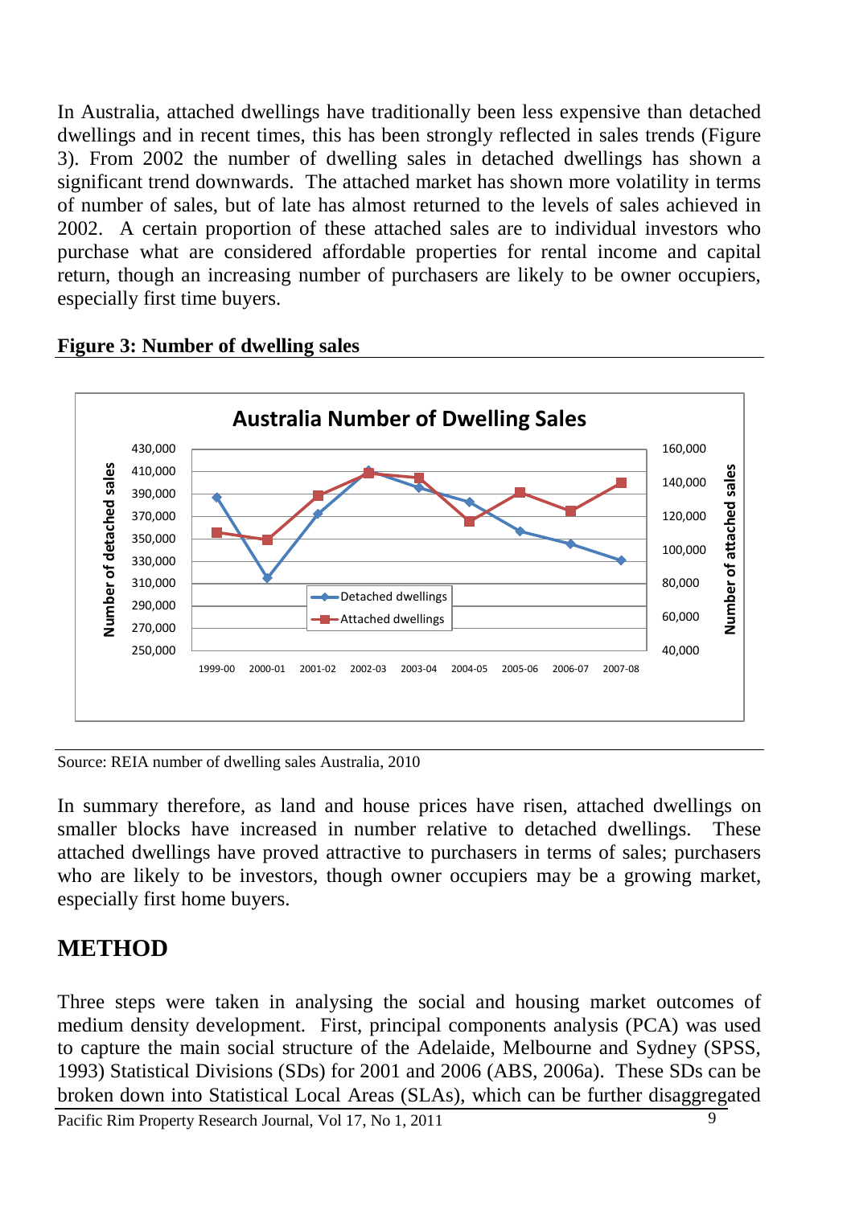In Australia, attached dwellings have traditionally been less expensive than detached dwellings and in recent times, this has been strongly reflected in sales trends (Figure 3). From 2002 the number of dwelling sales in detached dwellings has shown a significant trend downwards. The attached market has shown more volatility in terms of number of sales, but of late has almost returned to the levels of sales achieved in 2002. A certain proportion of these attached sales are to individual investors who purchase what are considered affordable properties for rental income and capital return, though an increasing number of purchasers are likely to be owner occupiers, especially first time buyers.

**Figure 3: Number of dwelling sales**

Source: REIA number of dwelling sales Australia, 2010

In summary therefore, as land and house prices have risen, attached dwellings on smaller blocks have increased in number relative to detached dwellings. These attached dwellings have proved attractive to purchasers in terms of sales; purchasers who are likely to be investors, though owner occupiers may be a growing market, especially first home buyers.

## METHOD

Three steps were taken in analysing the social and housing market outcomes of medium density development. First, principal components analysis (PCA) was used to capture the main social structure of the Adelaide, Melbourne and Sydney (SPSS, 1993) Statistical Divisions (SDs) for 2001 and 2006 (ABS, 2006a). These SDs can be broken down into Statistical Local Areas (SLAs), which can be further disaggregated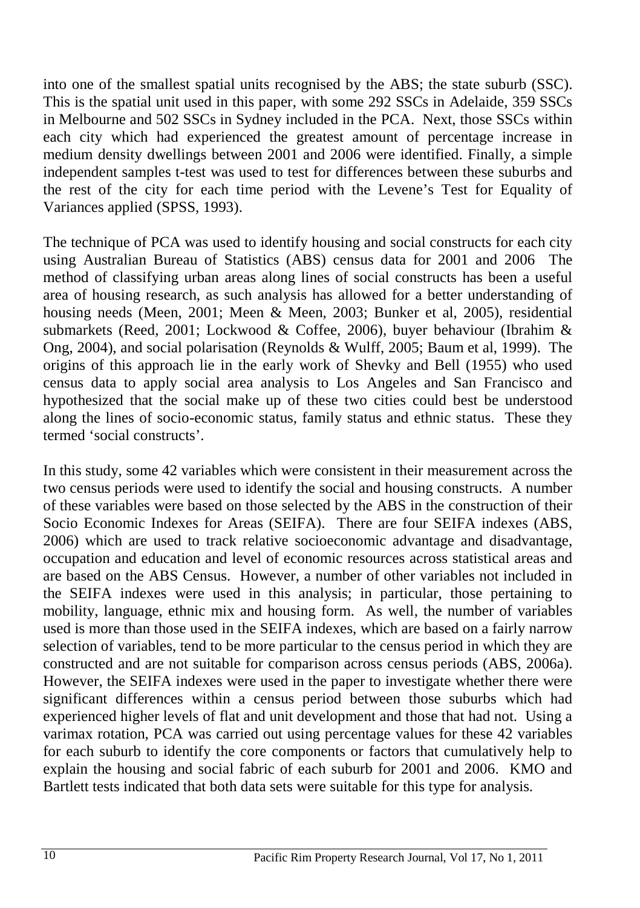into one of the smallest spatial units recognised by the ABS; the state suburb (SSC). This is the spatial unit used in this paper, with some 292 SSCs in Adelaide, 359 SSCs in Melbourne and 502 SSCs in Sydney included in the PCA. Next, those SSCs within each city which had experienced the greatest amount of percentage increase in medium density dwellings between 2001 and 2006 were identified. Finally, a simple independent samples t-test was used to test for differences between these suburbs and the rest of the city for each time period with the Levene's Test for Equality of Variances applied (SPSS, 1993).

The technique of PCA was used to identify housing and social constructs for each city using Australian Bureau of Statistics (ABS) census data for 2001 and 2006 The method of classifying urban areas along lines of social constructs has been a useful area of housing research, as such analysis has allowed for a better understanding of housing needs (Meen, 2001; Meen & Meen, 2003; Bunker et al, 2005), residential submarkets (Reed, 2001; Lockwood & Coffee, 2006), buyer behaviour (Ibrahim & Ong, 2004), and social polarisation (Reynolds & Wulff, 2005; Baum et al, 1999). The origins of this approach lie in the early work of Shevky and Bell (1955) who used census data to apply social area analysis to Los Angeles and San Francisco and hypothesized that the social make up of these two cities could best be understood along the lines of socio-economic status, family status and ethnic status. These they termed 'social constructs'.

In this study, some 42 variables which were consistent in their measurement across the two census periods were used to identify the social and housing constructs. A number of these variables were based on those selected by the ABS in the construction of their Socio Economic Indexes for Areas (SEIFA). There are four SEIFA indexes (ABS, 2006) which are used to track relative socioeconomic advantage and disadvantage, occupation and education and level of economic resources across statistical areas and are based on the ABS Census. However, a number of other variables not included in the SEIFA indexes were used in this analysis; in particular, those pertaining to mobility, language, ethnic mix and housing form. As well, the number of variables used is more than those used in the SEIFA indexes, which are based on a fairly narrow selection of variables, tend to be more particular to the census period in which they are constructed and are not suitable for comparison across census periods (ABS, 2006a). However, the SEIFA indexes were used in the paper to investigate whether there were significant differences within a census period between those suburbs which had experienced higher levels of flat and unit development and those that had not. Using a varimax rotation, PCA was carried out using percentage values for these 42 variables for each suburb to identify the core components or factors that cumulatively help to explain the housing and social fabric of each suburb for 2001 and 2006. KMO and Bartlett tests indicated that both data sets were suitable for this type for analysis.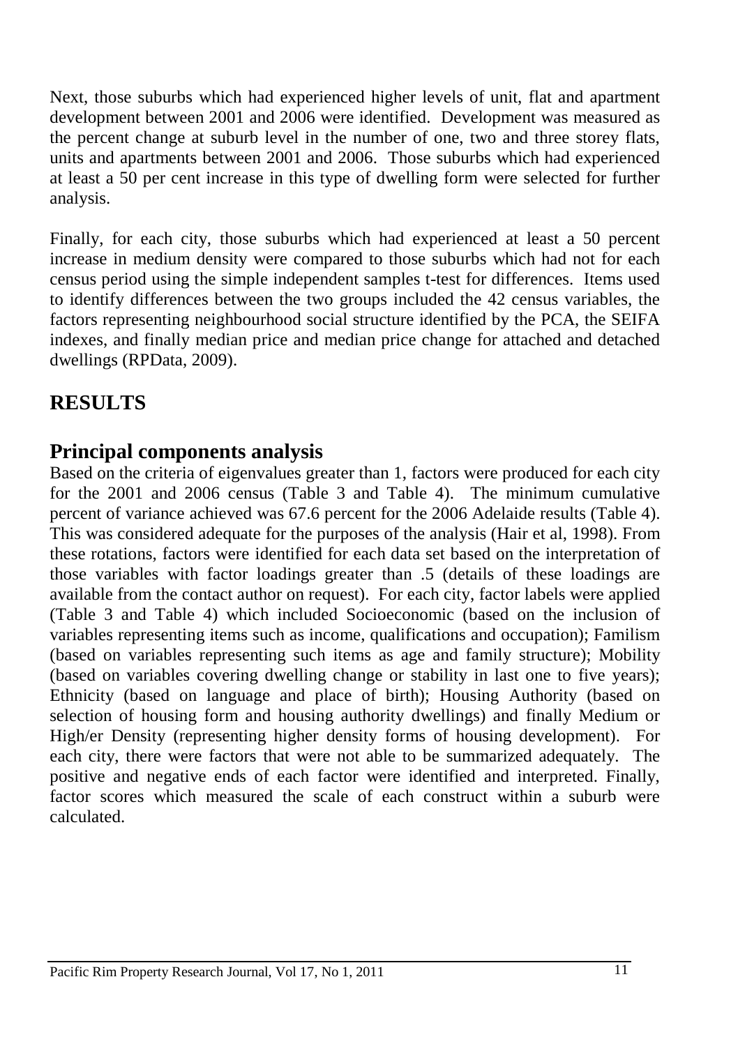Next, those suburbs which had experienced higher levels of unit, flat and apartment development between 2001 and 2006 were identified. Development was measured as the percent change at suburb level in the number of one, two and three storey flats, units and apartments between 2001 and 2006. Those suburbs which had experienced at least a 50 per cent increase in this type of dwelling form were selected for further analysis.

Finally, for each city, those suburbs which had experienced at least a 50 percent increase in medium density were compared to those suburbs which had not for each census period using the simple independent samples t-test for differences. Items used to identify differences between the two groups included the 42 census variables, the factors representing neighbourhood social structure identified by the PCA, the SEIFA indexes, and finally median price and median price change for attached and detached dwellings (RPData, 2009).

# RESULTS

## Principal components analysis

Based on the criteria of eigenvalues greater than 1, factors were produced for each city for the 2001 and 2006 census (Table 3 and Table 4). The minimum cumulative percent of variance achieved was 67.6 percent for the 2006 Adelaide results (Table 4). This was considered adequate for the purposes of the analysis (Hair et al, 1998). From these rotations, factors were identified for each data set based on the interpretation of those variables with factor loadings greater than .5 (details of these loadings are available from the contact author on request). For each city, factor labels were applied (Table 3 and Table 4) which included Socioeconomic (based on the inclusion of variables representing items such as income, qualifications and occupation); Familism (based on variables representing such items as age and family structure); Mobility (based on variables covering dwelling change or stability in last one to five years); Ethnicity (based on language and place of birth); Housing Authority (based on selection of housing form and housing authority dwellings) and finally Medium or High/er Density (representing higher density forms of housing development). For each city, there were factors that were not able to be summarized adequately. The positive and negative ends of each factor were identified and interpreted. Finally, factor scores which measured the scale of each construct within a suburb were calculated.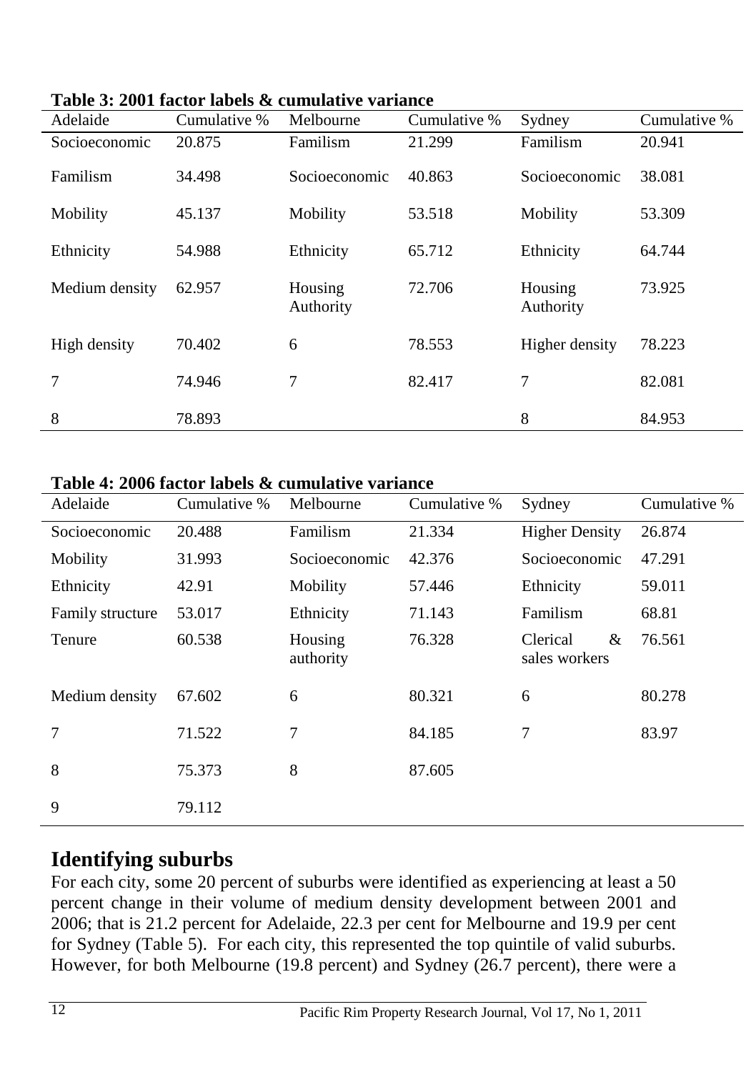**Table 3: 2001 factor labels & cumulative variance**

| Adelaide | Cumulative % | Melbourne | Cumulative % | Sydney | Cumulative % |
|---|---|---|---|---|---|
| Socioeconomic | 20.875 | Familism | 21.299 | Familism | 20.941 |
| Familism | 34.498 | Socioeconomic | 40.863 | Socioeconomic | 38.081 |
| Mobility | 45.137 | Mobility | 53.518 | Mobility | 53.309 |
| Ethnicity | 54.988 | Ethnicity | 65.712 | Ethnicity | 64.744 |
| Medium density | 62.957 | Housing Authority | 72.706 | Housing Authority | 73.925 |
| High density | 70.402 | 6 | 78.553 | Higher density | 78.223 |
| 7 | 74.946 | 7 | 82.417 | 7 | 82.081 |
| 8 | 78.893 | | | 8 | 84.953 |

**Table 4: 2006 factor labels & cumulative variance**

| Adelaide | Cumulative % | Melbourne | Cumulative % | Sydney | Cumulative % |
|---|---|---|---|---|---|
| Socioeconomic | 20.488 | Familism | 21.334 | Higher Density | 26.874 |
| Mobility | 31.993 | Socioeconomic | 42.376 | Socioeconomic | 47.291 |
| Ethnicity | 42.91 | Mobility | 57.446 | Ethnicity | 59.011 |
| Family structure | 53.017 | Ethnicity | 71.143 | Familism | 68.81 |
| Tenure | 60.538 | Housing authority | 76.328 | Clerical & sales workers | 76.561 |
| Medium density | 67.602 | 6 | 80.321 | 6 | 80.278 |
| 7 | 71.522 | 7 | 84.185 | 7 | 83.97 |
| 8 | 75.373 | 8 | 87.605 | | |
| 9 | 79.112 | | | | |

## Identifying suburbs

For each city, some 20 percent of suburbs were identified as experiencing at least a 50 percent change in their volume of medium density development between 2001 and 2006; that is 21.2 percent for Adelaide, 22.3 per cent for Melbourne and 19.9 per cent for Sydney (Table 5). For each city, this represented the top quintile of valid suburbs. However, for both Melbourne (19.8 percent) and Sydney (26.7 percent), there were a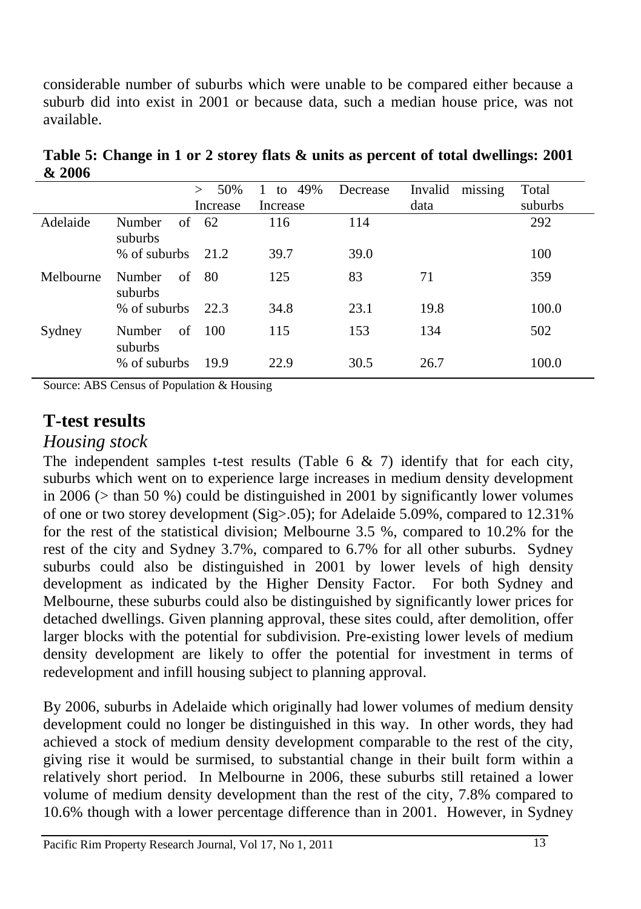considerable number of suburbs which were unable to be compared either because a suburb did into exist in 2001 or because data, such a median house price, was not available.

**Table 5: Change in 1 or 2 storey flats & units as percent of total dwellings: 2001 & 2006**

| | | > 50% Increase | 1 to 49% Increase | Decrease | Invalid missing data | Total suburbs |
|---|---|---|---|---|---|---|
| Adelaide | Number of suburbs | 62 | 116 | 114 | | 292 |
| | % of suburbs | 21.2 | 39.7 | 39.0 | | 100 |
| Melbourne | Number of suburbs | 80 | 125 | 83 | 71 | 359 |
| | % of suburbs | 22.3 | 34.8 | 23.1 | 19.8 | 100.0 |
| Sydney | Number of suburbs | 100 | 115 | 153 | 134 | 502 |
| | % of suburbs | 19.9 | 22.9 | 30.5 | 26.7 | 100.0 |

Source: ABS Census of Population & Housing

## T-test results

### *Housing stock*

The independent samples t-test results (Table 6 & 7) identify that for each city, suburbs which went on to experience large increases in medium density development in 2006 (> than 50 %) could be distinguished in 2001 by significantly lower volumes of one or two storey development (Sig>.05); for Adelaide 5.09%, compared to 12.31% for the rest of the statistical division; Melbourne 3.5 %, compared to 10.2% for the rest of the city and Sydney 3.7%, compared to 6.7% for all other suburbs. Sydney suburbs could also be distinguished in 2001 by lower levels of high density development as indicated by the Higher Density Factor. For both Sydney and Melbourne, these suburbs could also be distinguished by significantly lower prices for detached dwellings. Given planning approval, these sites could, after demolition, offer larger blocks with the potential for subdivision. Pre-existing lower levels of medium density development are likely to offer the potential for investment in terms of redevelopment and infill housing subject to planning approval.

By 2006, suburbs in Adelaide which originally had lower volumes of medium density development could no longer be distinguished in this way. In other words, they had achieved a stock of medium density development comparable to the rest of the city, giving rise it would be surmised, to substantial change in their built form within a relatively short period. In Melbourne in 2006, these suburbs still retained a lower volume of medium density development than the rest of the city, 7.8% compared to 10.6% though with a lower percentage difference than in 2001. However, in Sydney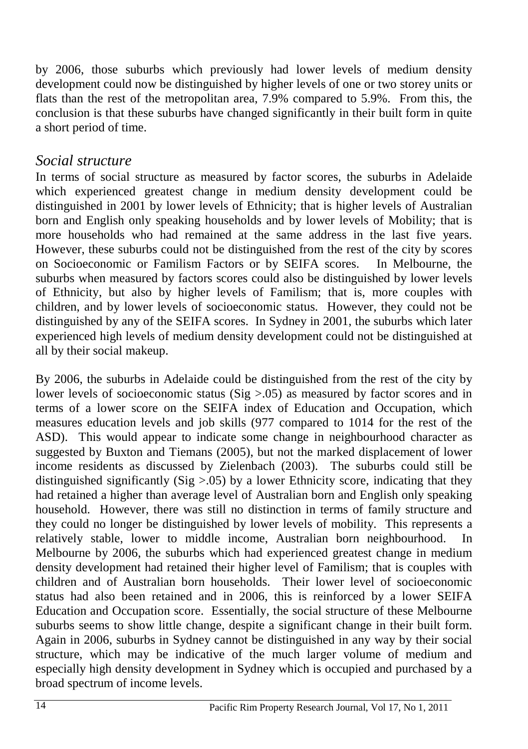by 2006, those suburbs which previously had lower levels of medium density development could now be distinguished by higher levels of one or two storey units or flats than the rest of the metropolitan area, 7.9% compared to 5.9%. From this, the conclusion is that these suburbs have changed significantly in their built form in quite a short period of time.

## *Social structure*

In terms of social structure as measured by factor scores, the suburbs in Adelaide which experienced greatest change in medium density development could be distinguished in 2001 by lower levels of Ethnicity; that is higher levels of Australian born and English only speaking households and by lower levels of Mobility; that is more households who had remained at the same address in the last five years. However, these suburbs could not be distinguished from the rest of the city by scores on Socioeconomic or Familism Factors or by SEIFA scores. In Melbourne, the suburbs when measured by factors scores could also be distinguished by lower levels of Ethnicity, but also by higher levels of Familism; that is, more couples with children, and by lower levels of socioeconomic status. However, they could not be distinguished by any of the SEIFA scores. In Sydney in 2001, the suburbs which later experienced high levels of medium density development could not be distinguished at all by their social makeup.

By 2006, the suburbs in Adelaide could be distinguished from the rest of the city by lower levels of socioeconomic status (Sig >.05) as measured by factor scores and in terms of a lower score on the SEIFA index of Education and Occupation, which measures education levels and job skills (977 compared to 1014 for the rest of the ASD). This would appear to indicate some change in neighbourhood character as suggested by Buxton and Tiemans (2005), but not the marked displacement of lower income residents as discussed by Zielenbach (2003). The suburbs could still be distinguished significantly (Sig >.05) by a lower Ethnicity score, indicating that they had retained a higher than average level of Australian born and English only speaking household. However, there was still no distinction in terms of family structure and they could no longer be distinguished by lower levels of mobility. This represents a relatively stable, lower to middle income, Australian born neighbourhood. In Melbourne by 2006, the suburbs which had experienced greatest change in medium density development had retained their higher level of Familism; that is couples with children and of Australian born households. Their lower level of socioeconomic status had also been retained and in 2006, this is reinforced by a lower SEIFA Education and Occupation score. Essentially, the social structure of these Melbourne suburbs seems to show little change, despite a significant change in their built form. Again in 2006, suburbs in Sydney cannot be distinguished in any way by their social structure, which may be indicative of the much larger volume of medium and especially high density development in Sydney which is occupied and purchased by a broad spectrum of income levels.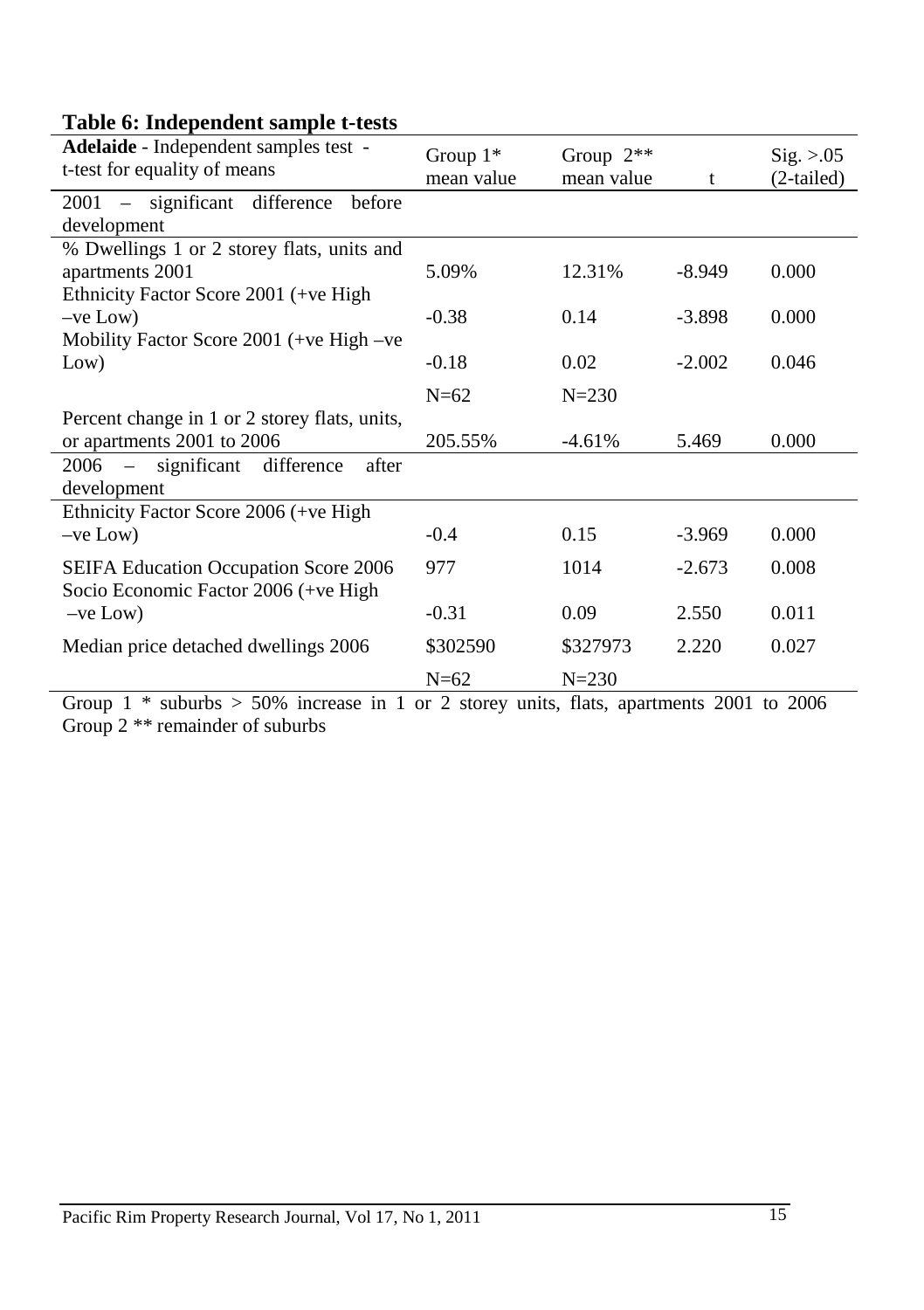**Table 6: Independent sample t-tests**

| **Adelaide** - Independent samples test - t-test for equality of means | Group 1* mean value | Group 2** mean value | t | Sig. >.05 (2-tailed) |
|---|---|---|---|---|
| 2001 – significant difference before development | | | | |
| % Dwellings 1 or 2 storey flats, units and apartments 2001 | 5.09% | 12.31% | -8.949 | 0.000 |
| Ethnicity Factor Score 2001 (+ve High –ve Low) | -0.38 | 0.14 | -3.898 | 0.000 |
| Mobility Factor Score 2001 (+ve High –ve Low) | -0.18 | 0.02 | -2.002 | 0.046 |
| | N=62 | N=230 | | |
| Percent change in 1 or 2 storey flats, units, or apartments 2001 to 2006 | 205.55% | -4.61% | 5.469 | 0.000 |
| 2006 – significant difference after development | | | | |
| Ethnicity Factor Score 2006 (+ve High –ve Low) | -0.4 | 0.15 | -3.969 | 0.000 |
| SEIFA Education Occupation Score 2006 | 977 | 1014 | -2.673 | 0.008 |
| Socio Economic Factor 2006 (+ve High –ve Low) | -0.31 | 0.09 | 2.550 | 0.011 |
| Median price detached dwellings 2006 | \$302590 | \$327973 | 2.220 | 0.027 |
| | N=62 | N=230 | | |

Group 1 * suburbs > 50% increase in 1 or 2 storey units, flats, apartments 2001 to 2006
Group 2 ** remainder of suburbs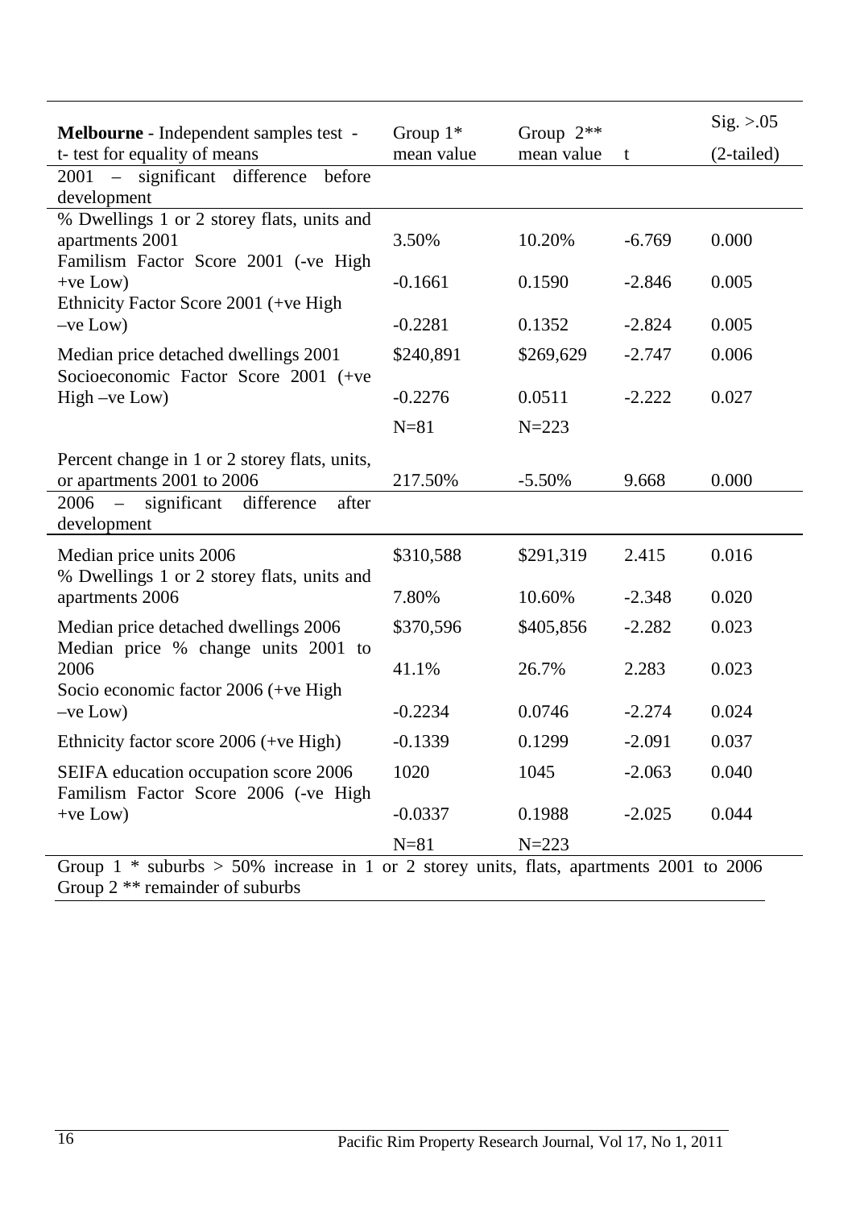| **Melbourne** - Independent samples test - t- test for equality of means | Group 1* mean value | Group 2** mean value | t | Sig. >.05 (2-tailed) |
|---|---|---|---|---|
| 2001 – significant difference before development | | | | |
| % Dwellings 1 or 2 storey flats, units and apartments 2001 | 3.50% | 10.20% | -6.769 | 0.000 |
| Familism Factor Score 2001 (-ve High +ve Low) | -0.1661 | 0.1590 | -2.846 | 0.005 |
| Ethnicity Factor Score 2001 (+ve High –ve Low) | -0.2281 | 0.1352 | -2.824 | 0.005 |
| Median price detached dwellings 2001 | $240,891 | $269,629 | -2.747 | 0.006 |
| Socioeconomic Factor Score 2001 (+ve High –ve Low) | -0.2276 | 0.0511 | -2.222 | 0.027 |
| | N=81 | N=223 | | |
| Percent change in 1 or 2 storey flats, units, or apartments 2001 to 2006 | 217.50% | -5.50% | 9.668 | 0.000 |
| 2006 – significant difference after development | | | | |
| Median price units 2006 | $310,588 | $291,319 | 2.415 | 0.016 |
| % Dwellings 1 or 2 storey flats, units and apartments 2006 | 7.80% | 10.60% | -2.348 | 0.020 |
| Median price detached dwellings 2006 | $370,596 | $405,856 | -2.282 | 0.023 |
| Median price % change units 2001 to 2006 | 41.1% | 26.7% | 2.283 | 0.023 |
| Socio economic factor 2006 (+ve High –ve Low) | -0.2234 | 0.0746 | -2.274 | 0.024 |
| Ethnicity factor score 2006 (+ve High) | -0.1339 | 0.1299 | -2.091 | 0.037 |
| SEIFA education occupation score 2006 | 1020 | 1045 | -2.063 | 0.040 |
| Familism Factor Score 2006 (-ve High +ve Low) | -0.0337 | 0.1988 | -2.025 | 0.044 |
| | N=81 | N=223 | | |

Group 1 * suburbs > 50% increase in 1 or 2 storey units, flats, apartments 2001 to 2006
Group 2 ** remainder of suburbs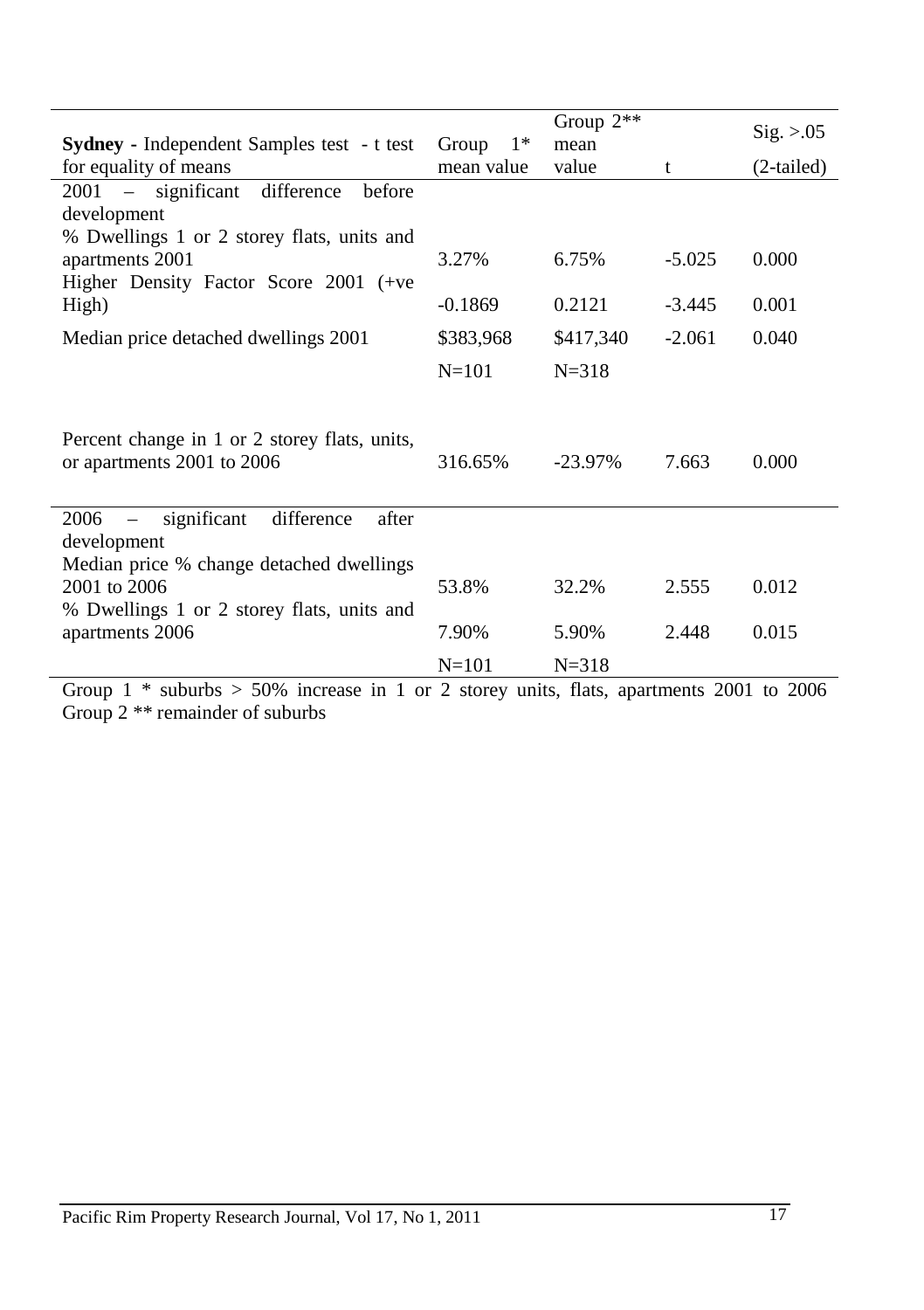| **Sydney** - Independent Samples test - t test for equality of means | Group 1* mean value | Group 2** mean value | t | Sig. >.05 (2-tailed) |
|---|---|---|---|---|
| 2001 – significant difference before development | | | | |
| % Dwellings 1 or 2 storey flats, units and apartments 2001 | 3.27% | 6.75% | -5.025 | 0.000 |
| Higher Density Factor Score 2001 (+ve High) | -0.1869 | 0.2121 | -3.445 | 0.001 |
| Median price detached dwellings 2001 | $383,968 | $417,340 | -2.061 | 0.040 |
| | N=101 | N=318 | | |
| Percent change in 1 or 2 storey flats, units, or apartments 2001 to 2006 | 316.65% | -23.97% | 7.663 | 0.000 |
| 2006 – significant difference after development | | | | |
| Median price % change detached dwellings 2001 to 2006 | 53.8% | 32.2% | 2.555 | 0.012 |
| % Dwellings 1 or 2 storey flats, units and apartments 2006 | 7.90% | 5.90% | 2.448 | 0.015 |
| | N=101 | N=318 | | |

Group 1 * suburbs > 50% increase in 1 or 2 storey units, flats, apartments 2001 to 2006
Group 2 ** remainder of suburbs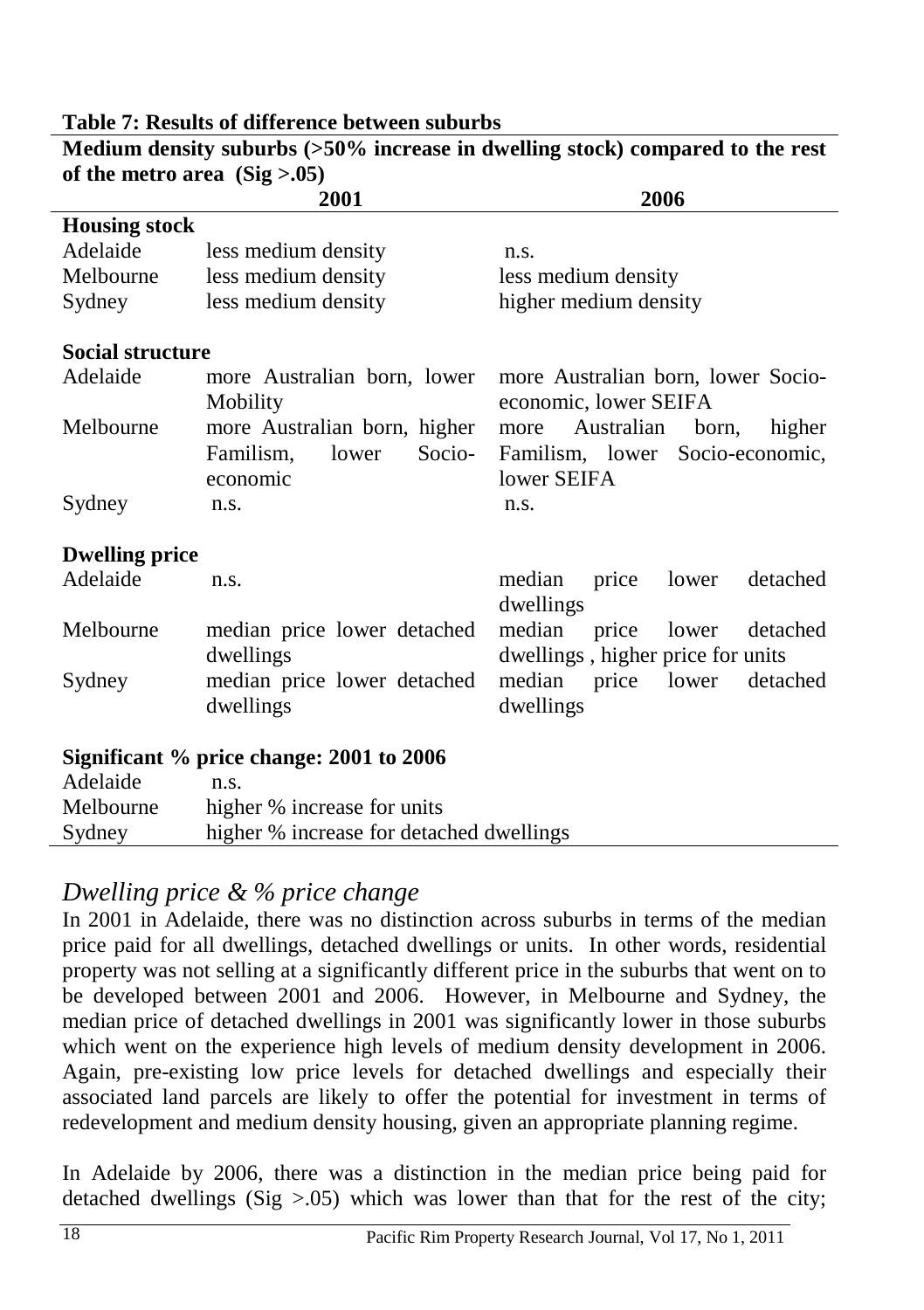**Table 7: Results of difference between suburbs**

**Medium density suburbs (>50% increase in dwelling stock) compared to the rest of the metro area (Sig >.05)**

| | 2001 | 2006 |
|---|---|---|
| **Housing stock** | | |
| Adelaide | less medium density | n.s. |
| Melbourne | less medium density | less medium density |
| Sydney | less medium density | higher medium density |
| **Social structure** | | |
| Adelaide | more Australian born, lower Mobility | more Australian born, lower Socio-economic, lower SEIFA |
| Melbourne | more Australian born, higher Familism, lower Socio-economic | more Australian born, higher Familism, lower Socio-economic, lower SEIFA |
| Sydney | n.s. | n.s. |
| **Dwelling price** | | |
| Adelaide | n.s. | median price lower detached dwellings |
| Melbourne | median price lower detached dwellings | median price lower detached dwellings , higher price for units |
| Sydney | median price lower detached dwellings | median price lower detached dwellings |
| **Significant % price change: 2001 to 2006** | | |
| Adelaide | n.s. | |
| Melbourne | higher % increase for units | |
| Sydney | higher % increase for detached dwellings | |

## *Dwelling price & % price change*

In 2001 in Adelaide, there was no distinction across suburbs in terms of the median price paid for all dwellings, detached dwellings or units. In other words, residential property was not selling at a significantly different price in the suburbs that went on to be developed between 2001 and 2006. However, in Melbourne and Sydney, the median price of detached dwellings in 2001 was significantly lower in those suburbs which went on the experience high levels of medium density development in 2006. Again, pre-existing low price levels for detached dwellings and especially their associated land parcels are likely to offer the potential for investment in terms of redevelopment and medium density housing, given an appropriate planning regime.

In Adelaide by 2006, there was a distinction in the median price being paid for detached dwellings (Sig >.05) which was lower than that for the rest of the city;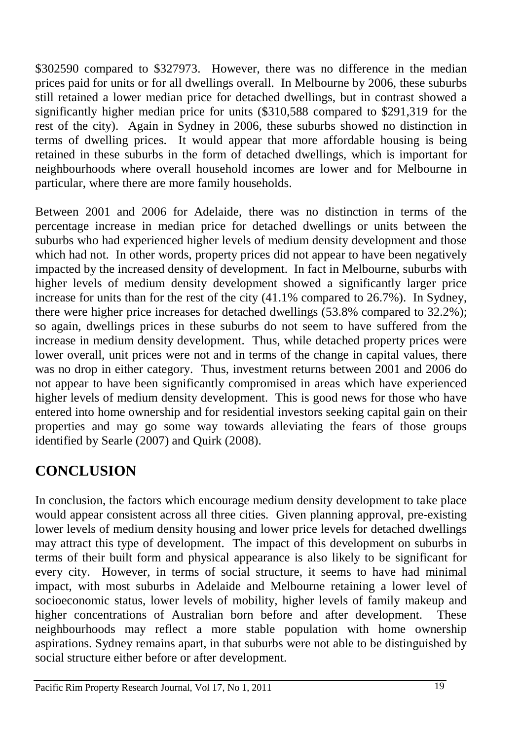\$302590 compared to \$327973. However, there was no difference in the median prices paid for units or for all dwellings overall. In Melbourne by 2006, these suburbs still retained a lower median price for detached dwellings, but in contrast showed a significantly higher median price for units (\$310,588 compared to \$291,319 for the rest of the city). Again in Sydney in 2006, these suburbs showed no distinction in terms of dwelling prices. It would appear that more affordable housing is being retained in these suburbs in the form of detached dwellings, which is important for neighbourhoods where overall household incomes are lower and for Melbourne in particular, where there are more family households.

Between 2001 and 2006 for Adelaide, there was no distinction in terms of the percentage increase in median price for detached dwellings or units between the suburbs who had experienced higher levels of medium density development and those which had not. In other words, property prices did not appear to have been negatively impacted by the increased density of development. In fact in Melbourne, suburbs with higher levels of medium density development showed a significantly larger price increase for units than for the rest of the city (41.1% compared to 26.7%). In Sydney, there were higher price increases for detached dwellings (53.8% compared to 32.2%); so again, dwellings prices in these suburbs do not seem to have suffered from the increase in medium density development. Thus, while detached property prices were lower overall, unit prices were not and in terms of the change in capital values, there was no drop in either category. Thus, investment returns between 2001 and 2006 do not appear to have been significantly compromised in areas which have experienced higher levels of medium density development. This is good news for those who have entered into home ownership and for residential investors seeking capital gain on their properties and may go some way towards alleviating the fears of those groups identified by Searle (2007) and Quirk (2008).

## CONCLUSION

In conclusion, the factors which encourage medium density development to take place would appear consistent across all three cities. Given planning approval, pre-existing lower levels of medium density housing and lower price levels for detached dwellings may attract this type of development. The impact of this development on suburbs in terms of their built form and physical appearance is also likely to be significant for every city. However, in terms of social structure, it seems to have had minimal impact, with most suburbs in Adelaide and Melbourne retaining a lower level of socioeconomic status, lower levels of mobility, higher levels of family makeup and higher concentrations of Australian born before and after development. These neighbourhoods may reflect a more stable population with home ownership aspirations. Sydney remains apart, in that suburbs were not able to be distinguished by social structure either before or after development.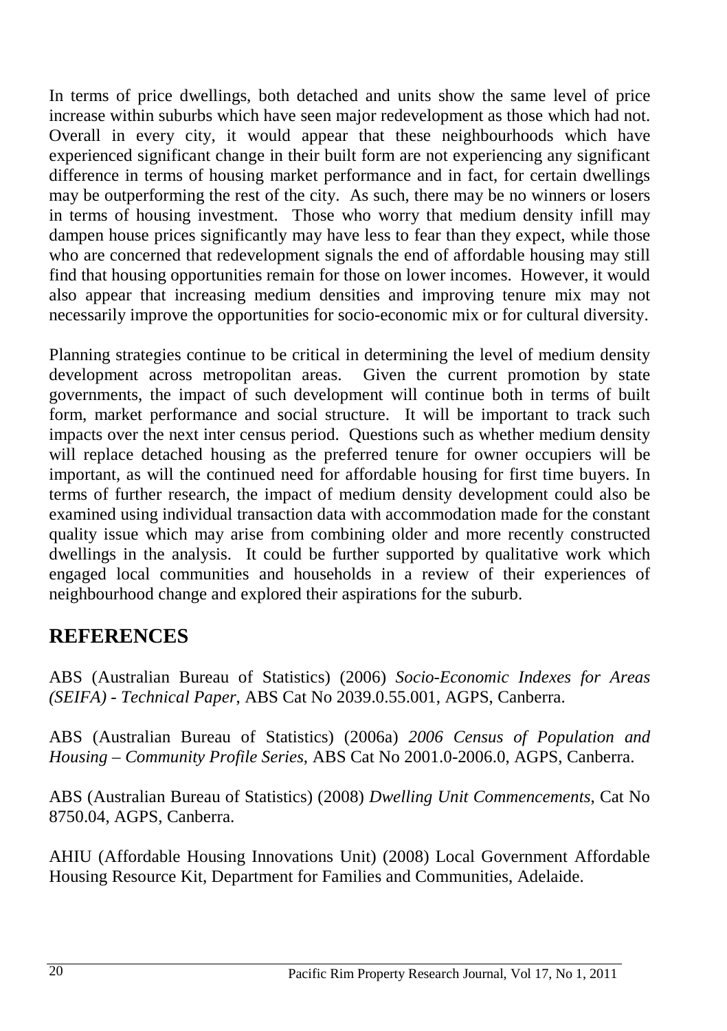In terms of price dwellings, both detached and units show the same level of price increase within suburbs which have seen major redevelopment as those which had not. Overall in every city, it would appear that these neighbourhoods which have experienced significant change in their built form are not experiencing any significant difference in terms of housing market performance and in fact, for certain dwellings may be outperforming the rest of the city. As such, there may be no winners or losers in terms of housing investment. Those who worry that medium density infill may dampen house prices significantly may have less to fear than they expect, while those who are concerned that redevelopment signals the end of affordable housing may still find that housing opportunities remain for those on lower incomes. However, it would also appear that increasing medium densities and improving tenure mix may not necessarily improve the opportunities for socio-economic mix or for cultural diversity.

Planning strategies continue to be critical in determining the level of medium density development across metropolitan areas. Given the current promotion by state governments, the impact of such development will continue both in terms of built form, market performance and social structure. It will be important to track such impacts over the next inter census period. Questions such as whether medium density will replace detached housing as the preferred tenure for owner occupiers will be important, as will the continued need for affordable housing for first time buyers. In terms of further research, the impact of medium density development could also be examined using individual transaction data with accommodation made for the constant quality issue which may arise from combining older and more recently constructed dwellings in the analysis. It could be further supported by qualitative work which engaged local communities and households in a review of their experiences of neighbourhood change and explored their aspirations for the suburb.

## REFERENCES

ABS (Australian Bureau of Statistics) (2006) *Socio-Economic Indexes for Areas (SEIFA) - Technical Paper*, ABS Cat No 2039.0.55.001, AGPS, Canberra.

ABS (Australian Bureau of Statistics) (2006a) *2006 Census of Population and Housing – Community Profile Series*, ABS Cat No 2001.0-2006.0, AGPS, Canberra.

ABS (Australian Bureau of Statistics) (2008) *Dwelling Unit Commencements*, Cat No 8750.04, AGPS, Canberra.

AHIU (Affordable Housing Innovations Unit) (2008) Local Government Affordable Housing Resource Kit, Department for Families and Communities, Adelaide.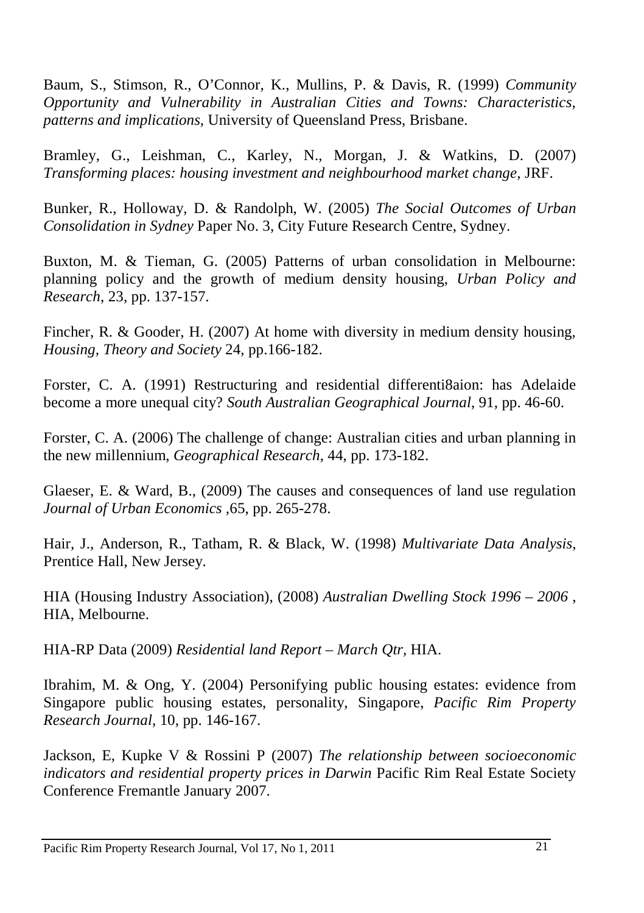Baum, S., Stimson, R., O'Connor, K., Mullins, P. & Davis, R. (1999) *Community Opportunity and Vulnerability in Australian Cities and Towns: Characteristics, patterns and implications*, University of Queensland Press, Brisbane.

Bramley, G., Leishman, C., Karley, N., Morgan, J. & Watkins, D. (2007) *Transforming places: housing investment and neighbourhood market change*, JRF.

Bunker, R., Holloway, D. & Randolph, W. (2005) *The Social Outcomes of Urban Consolidation in Sydney* Paper No. 3, City Future Research Centre, Sydney.

Buxton, M. & Tieman, G. (2005) Patterns of urban consolidation in Melbourne: planning policy and the growth of medium density housing, *Urban Policy and Research*, 23, pp. 137-157.

Fincher, R. & Gooder, H. (2007) At home with diversity in medium density housing, *Housing, Theory and Society* 24, pp.166-182.

Forster, C. A. (1991) Restructuring and residential differenti8aion: has Adelaide become a more unequal city? *South Australian Geographical Journal*, 91, pp. 46-60.

Forster, C. A. (2006) The challenge of change: Australian cities and urban planning in the new millennium, *Geographical Research*, 44, pp. 173-182.

Glaeser, E. & Ward, B., (2009) The causes and consequences of land use regulation *Journal of Urban Economics* ,65, pp. 265-278.

Hair, J., Anderson, R., Tatham, R. & Black, W. (1998) *Multivariate Data Analysis*, Prentice Hall, New Jersey.

HIA (Housing Industry Association), (2008) *Australian Dwelling Stock 1996 – 2006* , HIA, Melbourne.

HIA-RP Data (2009) *Residential land Report – March Qtr*, HIA.

Ibrahim, M. & Ong, Y. (2004) Personifying public housing estates: evidence from Singapore public housing estates, personality, Singapore, *Pacific Rim Property Research Journal*, 10, pp. 146-167.

Jackson, E, Kupke V & Rossini P (2007) *The relationship between socioeconomic indicators and residential property prices in Darwin* Pacific Rim Real Estate Society Conference Fremantle January 2007.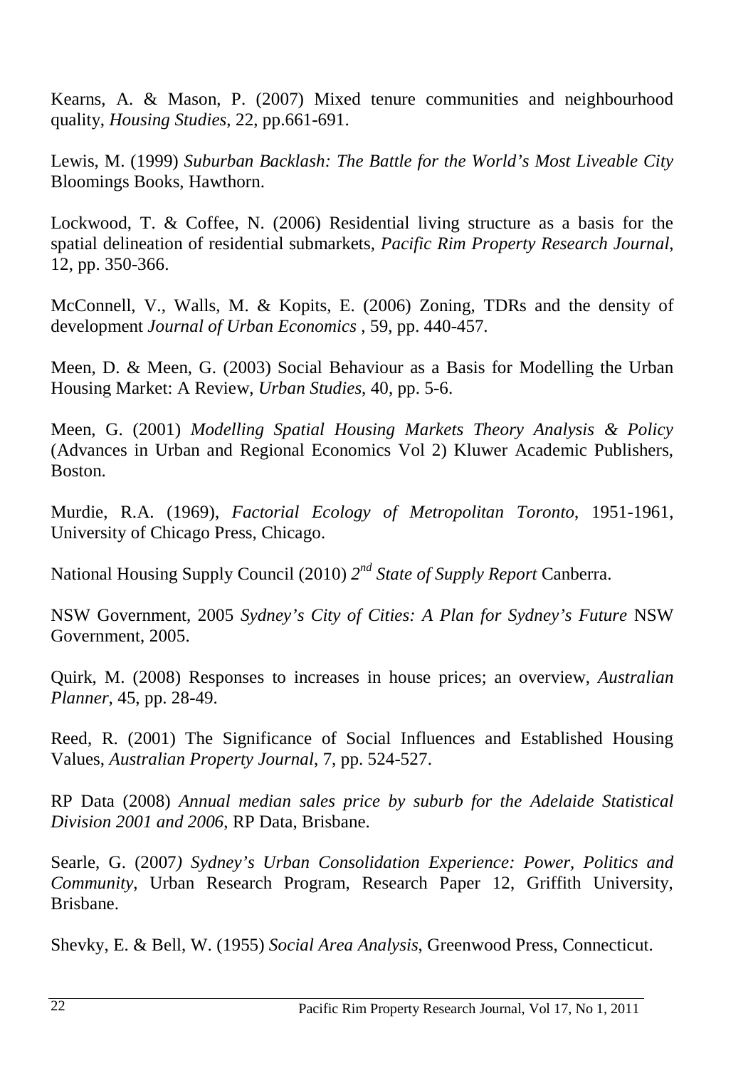Kearns, A. & Mason, P. (2007) Mixed tenure communities and neighbourhood quality, *Housing Studies*, 22, pp.661-691.

Lewis, M. (1999) *Suburban Backlash: The Battle for the World's Most Liveable City* Bloomings Books, Hawthorn.

Lockwood, T. & Coffee, N. (2006) Residential living structure as a basis for the spatial delineation of residential submarkets*, Pacific Rim Property Research Journal*, 12, pp. 350-366.

McConnell, V., Walls, M. & Kopits, E. (2006) Zoning, TDRs and the density of development *Journal of Urban Economics* , 59, pp. 440-457.

Meen, D. & Meen, G. (2003) Social Behaviour as a Basis for Modelling the Urban Housing Market: A Review, *Urban Studies*, 40, pp. 5-6.

Meen, G. (2001) *Modelling Spatial Housing Markets Theory Analysis & Policy* (Advances in Urban and Regional Economics Vol 2) Kluwer Academic Publishers, Boston.

Murdie, R.A. (1969), *Factorial Ecology of Metropolitan Toronto*, 1951-1961, University of Chicago Press, Chicago.

National Housing Supply Council (2010) *2nd State of Supply Report* Canberra.

NSW Government, 2005 *Sydney's City of Cities: A Plan for Sydney's Future* NSW Government, 2005.

Quirk, M. (2008) Responses to increases in house prices; an overview, *Australian Planner*, 45, pp. 28-49.

Reed, R. (2001) The Significance of Social Influences and Established Housing Values, *Australian Property Journal*, 7, pp. 524-527.

RP Data (2008) *Annual median sales price by suburb for the Adelaide Statistical Division 2001 and 2006*, RP Data, Brisbane.

Searle, G. (2007*) Sydney's Urban Consolidation Experience: Power, Politics and Community*, Urban Research Program, Research Paper 12, Griffith University, Brisbane.

Shevky, E. & Bell, W. (1955) *Social Area Analysis*, Greenwood Press, Connecticut.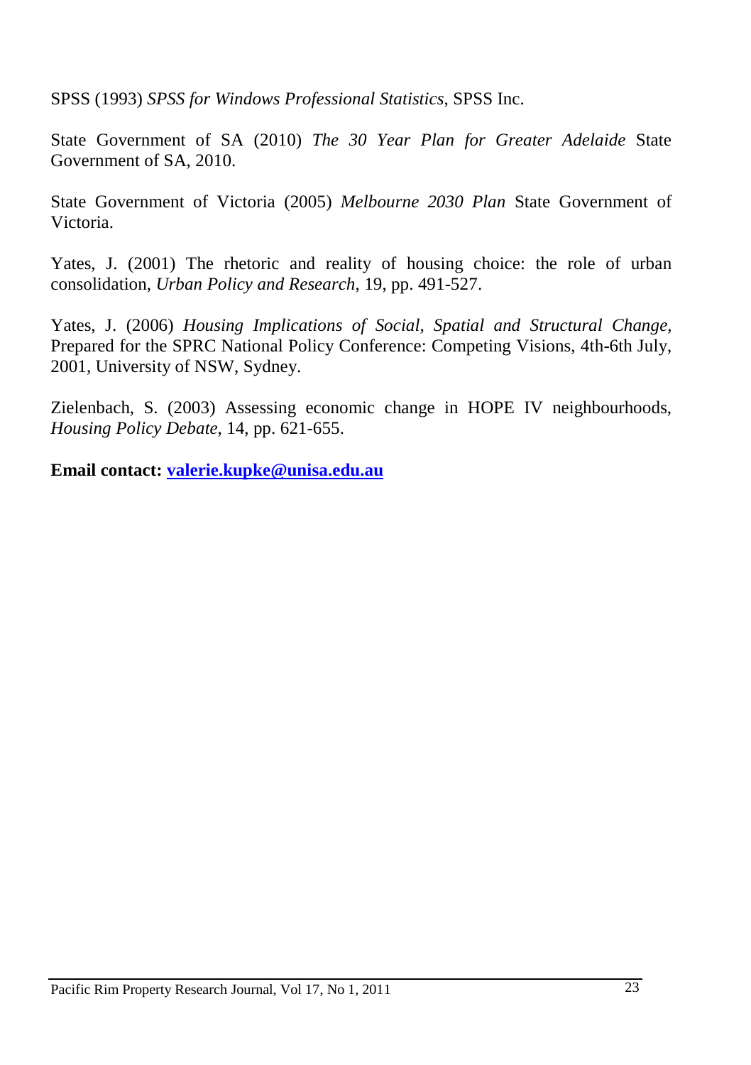SPSS (1993) *SPSS for Windows Professional Statistics*, SPSS Inc.

State Government of SA (2010) *The 30 Year Plan for Greater Adelaide* State Government of SA, 2010.

State Government of Victoria (2005) *Melbourne 2030 Plan* State Government of Victoria.

Yates, J. (2001) The rhetoric and reality of housing choice: the role of urban consolidation, *Urban Policy and Research*, 19, pp. 491-527.

Yates, J. (2006) *Housing Implications of Social, Spatial and Structural Change*, Prepared for the SPRC National Policy Conference: Competing Visions, 4th-6th July, 2001, University of NSW, Sydney.

Zielenbach, S. (2003) Assessing economic change in HOPE IV neighbourhoods, *Housing Policy Debate*, 14, pp. 621-655.

**Email contact: valerie.kupke@unisa.edu.au**